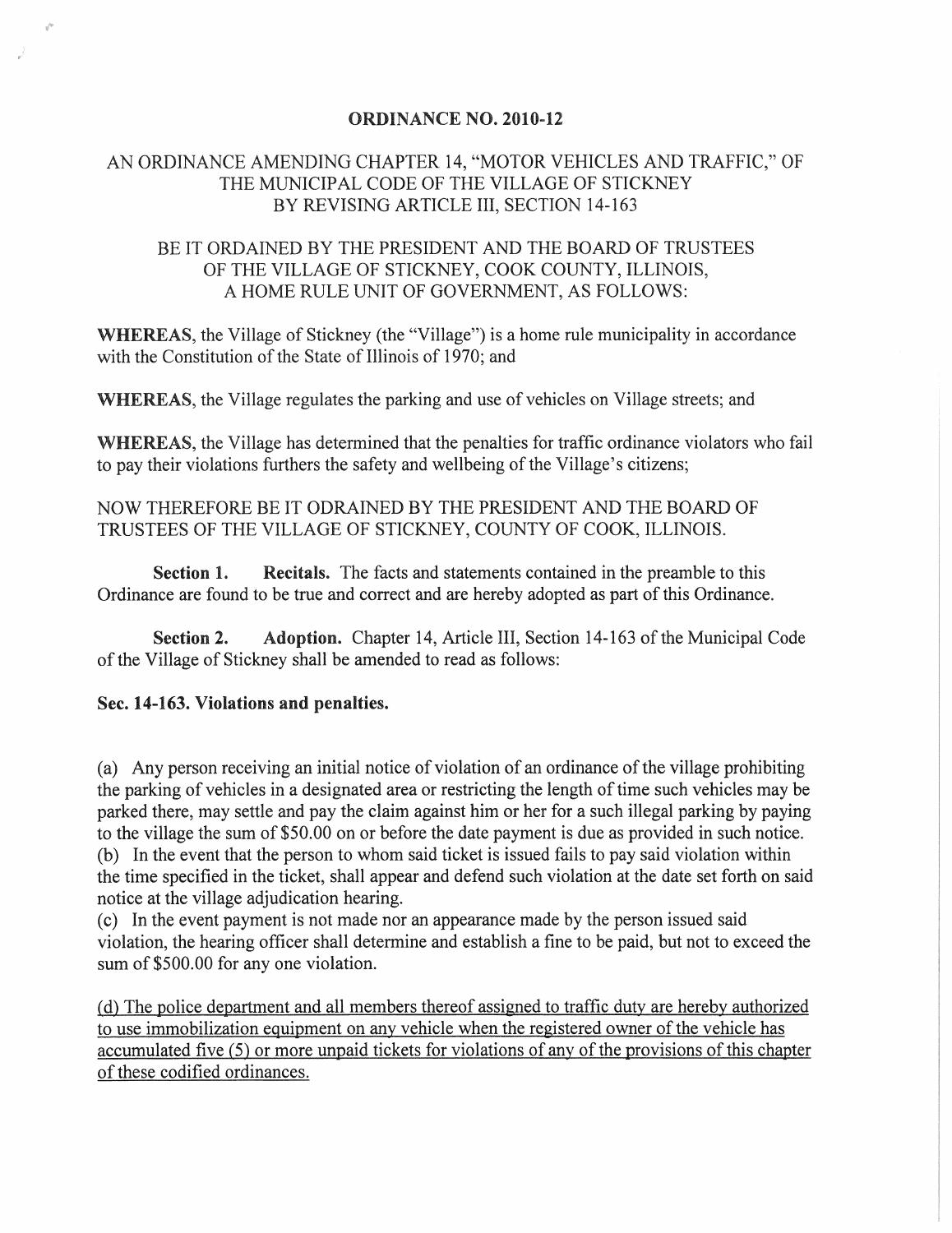# ORDINANCE NO. 2010-12

## AN ORDINANCE AMENDING CHAPTER 14, "MOTOR VEHICLES AND TRAFFIC," OF THE MUNICIPAL CODE OF THE VILLAGE OF STICKNEY BY REVISING ARTICLE III, SECTION 14-163

BE IT ORDAINED BY THE PRESIDENT AND THE BOARD OF TRUSTEES OF THE VILLAGE OF STICKNEY, COOK COUNTY, ILLINOIS, A HOME RULE UNIT OF GOVERNMENT, AS FOLLOWS:

**WHEREAS**, the Village of Stickney (the "Village") is a home rule municipality in accordance with the Constitution of the State of Illinois of 1970; and

**WHEREAS**, the Village regulates the parking and use of vehicles on Village streets; and

**WHEREAS**, the Village has determined that the penalties for traffic ordinance violators who fail to pay their violations furthers the safety and wellbeing of the Village's citizens;

NOW THEREFORE BE IT ODRAINED BY THE PRESIDENT AND THE BOARD OF TRUSTEES OF THE VILLAGE OF STICKNEY, COUNTY OF COOK, ILLINOIS.

**Section 1. Recitals.** The facts and statements contained in the preamble to this Ordinance are found to be true and correct and are hereby adopted as part of this Ordinance.

**Section 2. Adoption.** Chapter 14, Article III, Section 14-163 of the Municipal Code of the Village of Stickney shall be amended to read as follows:

**Sec. 14-163. Violations and penalties.**

(a) Any person receiving an initial notice of violation of an ordinance of the village prohibiting the parking of vehicles in a designated area or restricting the length of time such vehicles may be parked there, may settle and pay the claim against him or her for a such illegal parking by paying to the village the sum of $50.00 on or before the date payment is due as provided in such notice.
(b) In the event that the person to whom said ticket is issued fails to pay said violation within the time specified in the ticket, shall appear and defend such violation at the date set forth on said notice at the village adjudication hearing.
(c) In the event payment is not made nor an appearance made by the person issued said violation, the hearing officer shall determine and establish a fine to be paid, but not to exceed the sum of $500.00 for any one violation.

<u>(d) The police department and all members thereof assigned to traffic duty are hereby authorized to use immobilization equipment on any vehicle when the registered owner of the vehicle has accumulated five (5) or more unpaid tickets for violations of any of the provisions of this chapter of these codified ordinances.</u>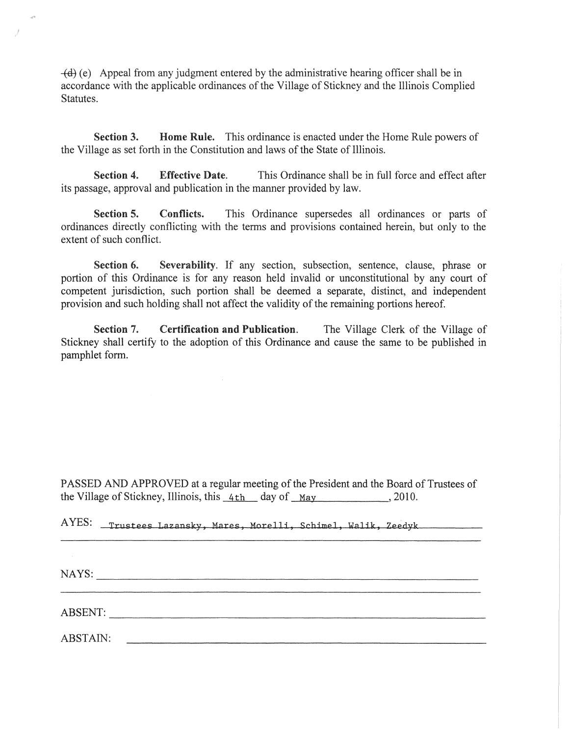~~(d)~~ (e) Appeal from any judgment entered by the administrative hearing officer shall be in accordance with the applicable ordinances of the Village of Stickney and the Illinois Complied Statutes.

**Section 3. Home Rule.** This ordinance is enacted under the Home Rule powers of the Village as set forth in the Constitution and laws of the State of Illinois.

**Section 4. Effective Date.** This Ordinance shall be in full force and effect after its passage, approval and publication in the manner provided by law.

**Section 5. Conflicts.** This Ordinance supersedes all ordinances or parts of ordinances directly conflicting with the terms and provisions contained herein, but only to the extent of such conflict.

**Section 6. Severability**. If any section, subsection, sentence, clause, phrase or portion of this Ordinance is for any reason held invalid or unconstitutional by any court of competent jurisdiction, such portion shall be deemed a separate, distinct, and independent provision and such holding shall not affect the validity of the remaining portions hereof.

**Section 7. Certification and Publication**. The Village Clerk of the Village of Stickney shall certify to the adoption of this Ordinance and cause the same to be published in pamphlet form.

PASSED AND APPROVED at a regular meeting of the President and the Board of Trustees of the Village of Stickney, Illinois, this 4th day of May, 2010.

AYES: Trustees Lazansky, Mares, Morelli, Schimel, Walik, Zeedyk

NAYS: ______________________

ABSENT: ______________________

ABSTAIN: ______________________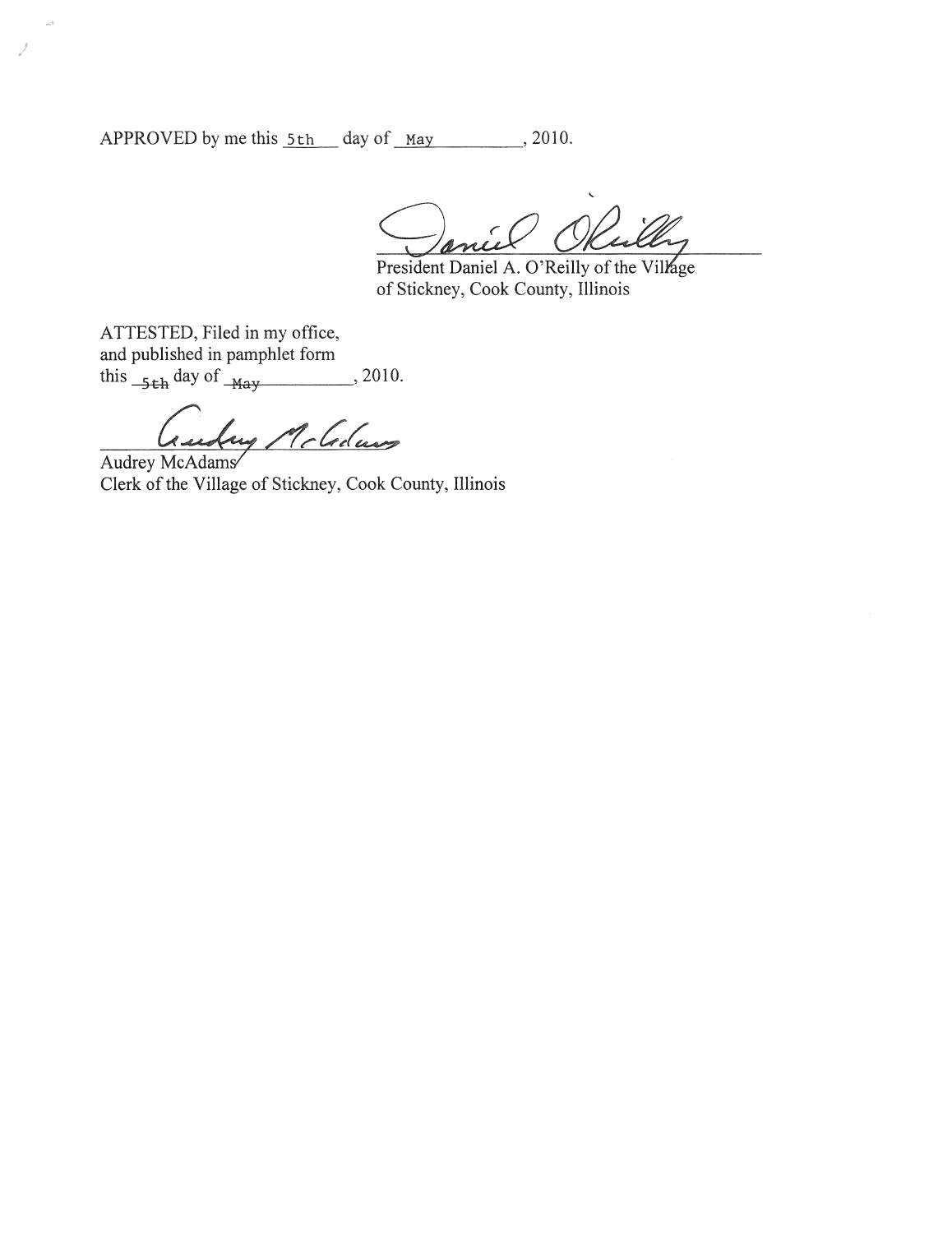APPROVED by me this 5th day of May, 2010.

President Daniel A. O'Reilly of the Village of Stickney, Cook County, Illinois

ATTESTED, Filed in my office, and published in pamphlet form this 5th day of May, 2010.

Audrey McAdams
Clerk of the Village of Stickney, Cook County, Illinois